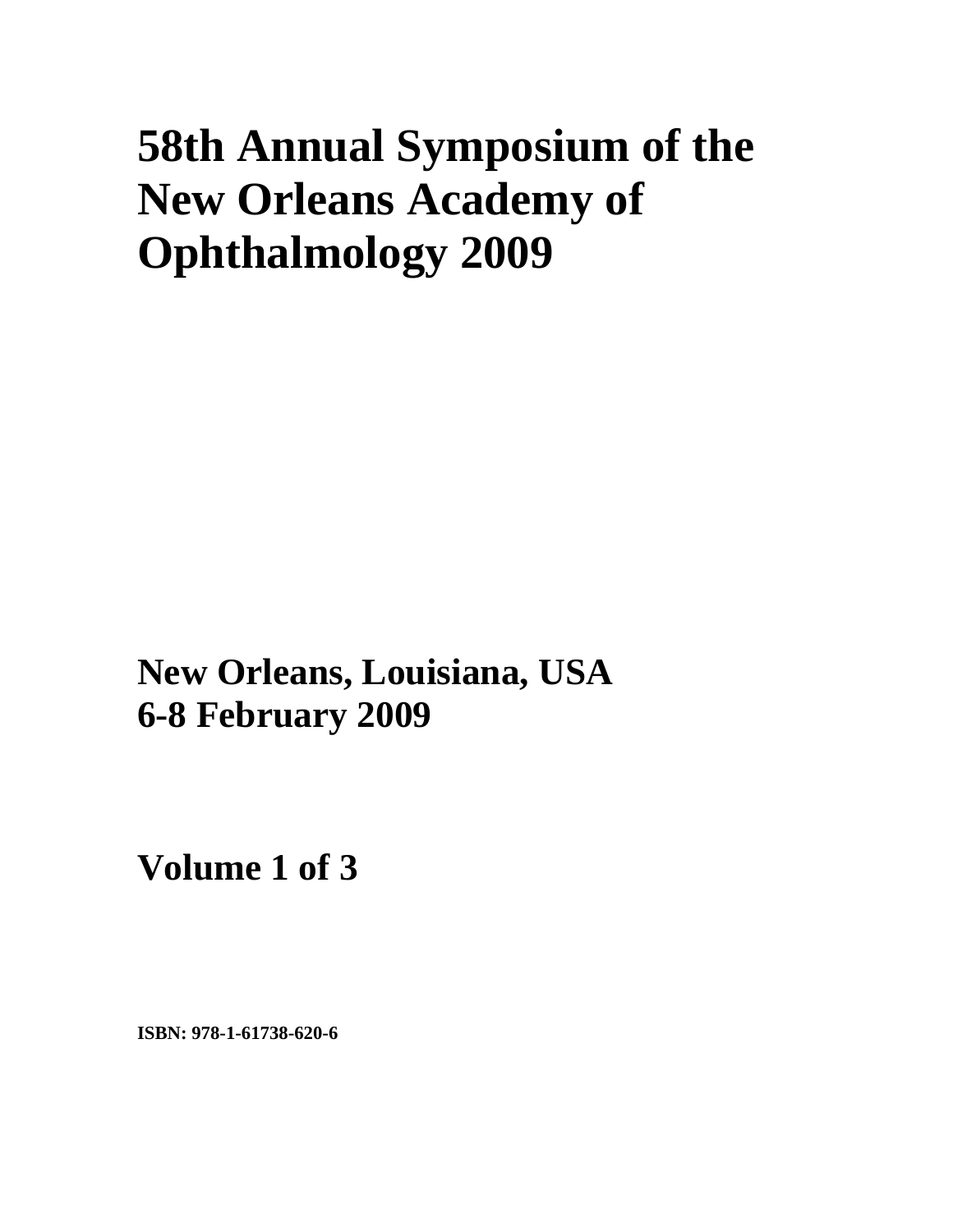# 58th Annual Symposium of the New Orleans Academy of Ophthalmology 2009

**New Orleans, Louisiana, USA**
**6-8 February 2009**

**Volume 1 of 3**

**ISBN: 978-1-61738-620-6**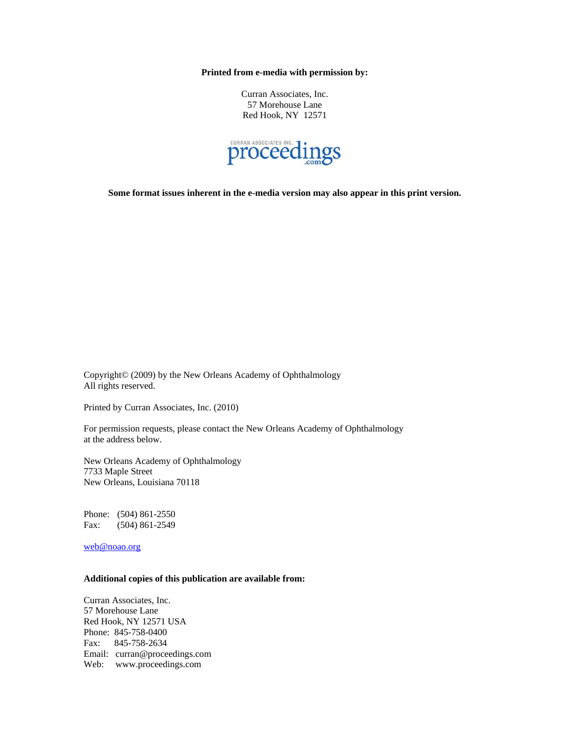**Printed from e-media with permission by:**

Curran Associates, Inc.
57 Morehouse Lane
Red Hook, NY 12571

CURRAN ASSOCIATES INC. proceedings.com

**Some format issues inherent in the e-media version may also appear in this print version.**

Copyright© (2009) by the New Orleans Academy of Ophthalmology
All rights reserved.

Printed by Curran Associates, Inc. (2010)

For permission requests, please contact the New Orleans Academy of Ophthalmology at the address below.

New Orleans Academy of Ophthalmology
7733 Maple Street
New Orleans, Louisiana 70118

Phone: (504) 861-2550
Fax: (504) 861-2549

web@noao.org

**Additional copies of this publication are available from:**

Curran Associates, Inc.
57 Morehouse Lane
Red Hook, NY 12571 USA
Phone: 845-758-0400
Fax: 845-758-2634
Email: curran@proceedings.com
Web: www.proceedings.com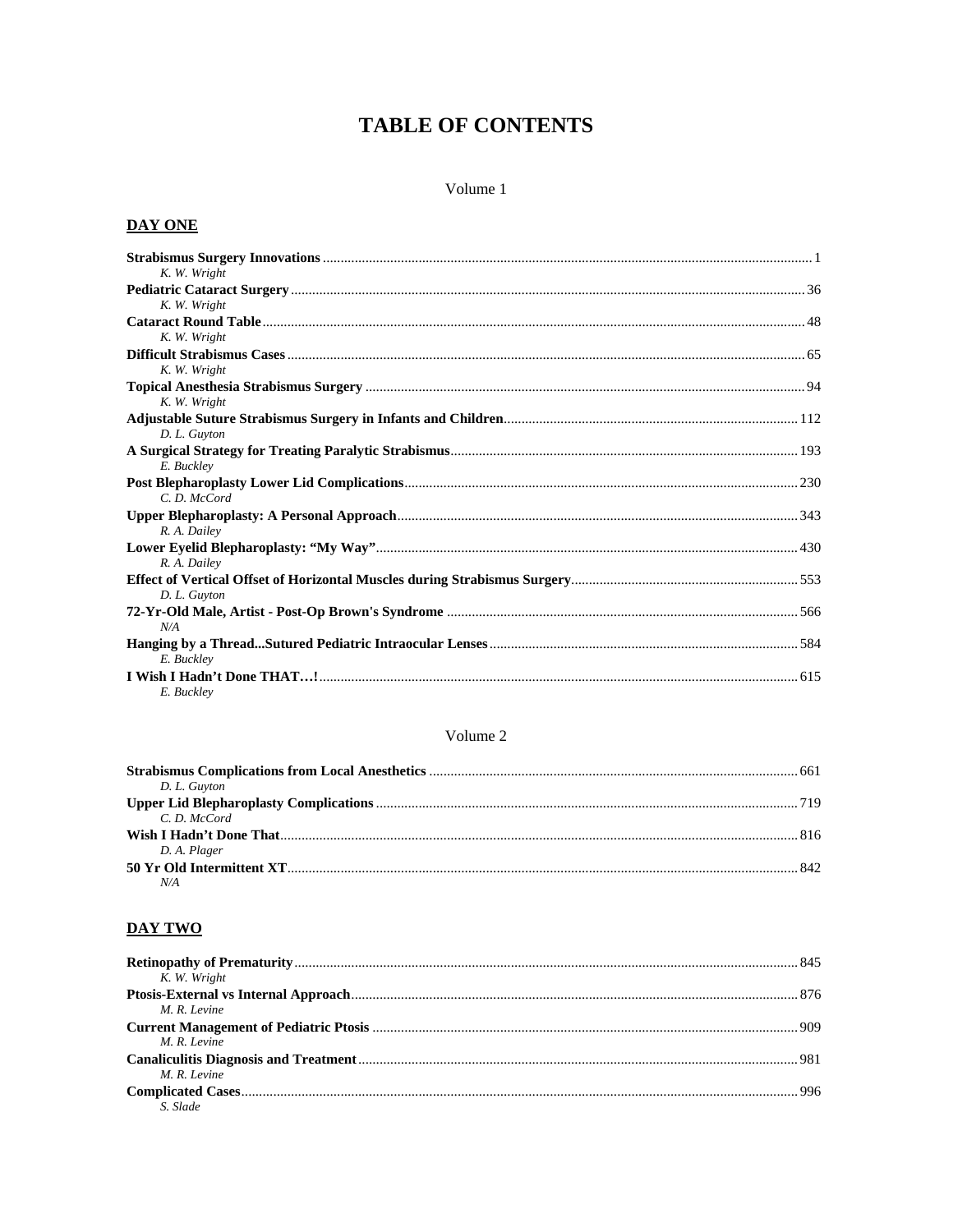# TABLE OF CONTENTS

Volume 1

## DAY ONE

**Strabismus Surgery Innovations** ........................................ 1
*K. W. Wright*

**Pediatric Cataract Surgery** ........................................ 36
*K. W. Wright*

**Cataract Round Table** ........................................ 48
*K. W. Wright*

**Difficult Strabismus Cases** ........................................ 65
*K. W. Wright*

**Topical Anesthesia Strabismus Surgery** ........................................ 94
*K. W. Wright*

**Adjustable Suture Strabismus Surgery in Infants and Children** ........................................ 112
*D. L. Guyton*

**A Surgical Strategy for Treating Paralytic Strabismus** ........................................ 193
*E. Buckley*

**Post Blepharoplasty Lower Lid Complications** ........................................ 230
*C. D. McCord*

**Upper Blepharoplasty: A Personal Approach** ........................................ 343
*R. A. Dailey*

**Lower Eyelid Blepharoplasty: "My Way"** ........................................ 430
*R. A. Dailey*

**Effect of Vertical Offset of Horizontal Muscles during Strabismus Surgery** ........................................ 553
*D. L. Guyton*

**72-Yr-Old Male, Artist - Post-Op Brown's Syndrome** ........................................ 566
*N/A*

**Hanging by a Thread...Sutured Pediatric Intraocular Lenses** ........................................ 584
*E. Buckley*

**I Wish I Hadn't Done THAT…!** ........................................ 615
*E. Buckley*

Volume 2

**Strabismus Complications from Local Anesthetics** ........................................ 661
*D. L. Guyton*

**Upper Lid Blepharoplasty Complications** ........................................ 719
*C. D. McCord*

**Wish I Hadn't Done That** ........................................ 816
*D. A. Plager*

**50 Yr Old Intermittent XT** ........................................ 842
*N/A*

## DAY TWO

**Retinopathy of Prematurity** ........................................ 845
*K. W. Wright*

**Ptosis-External vs Internal Approach** ........................................ 876
*M. R. Levine*

**Current Management of Pediatric Ptosis** ........................................ 909
*M. R. Levine*

**Canaliculitis Diagnosis and Treatment** ........................................ 981
*M. R. Levine*

**Complicated Cases** ........................................ 996
*S. Slade*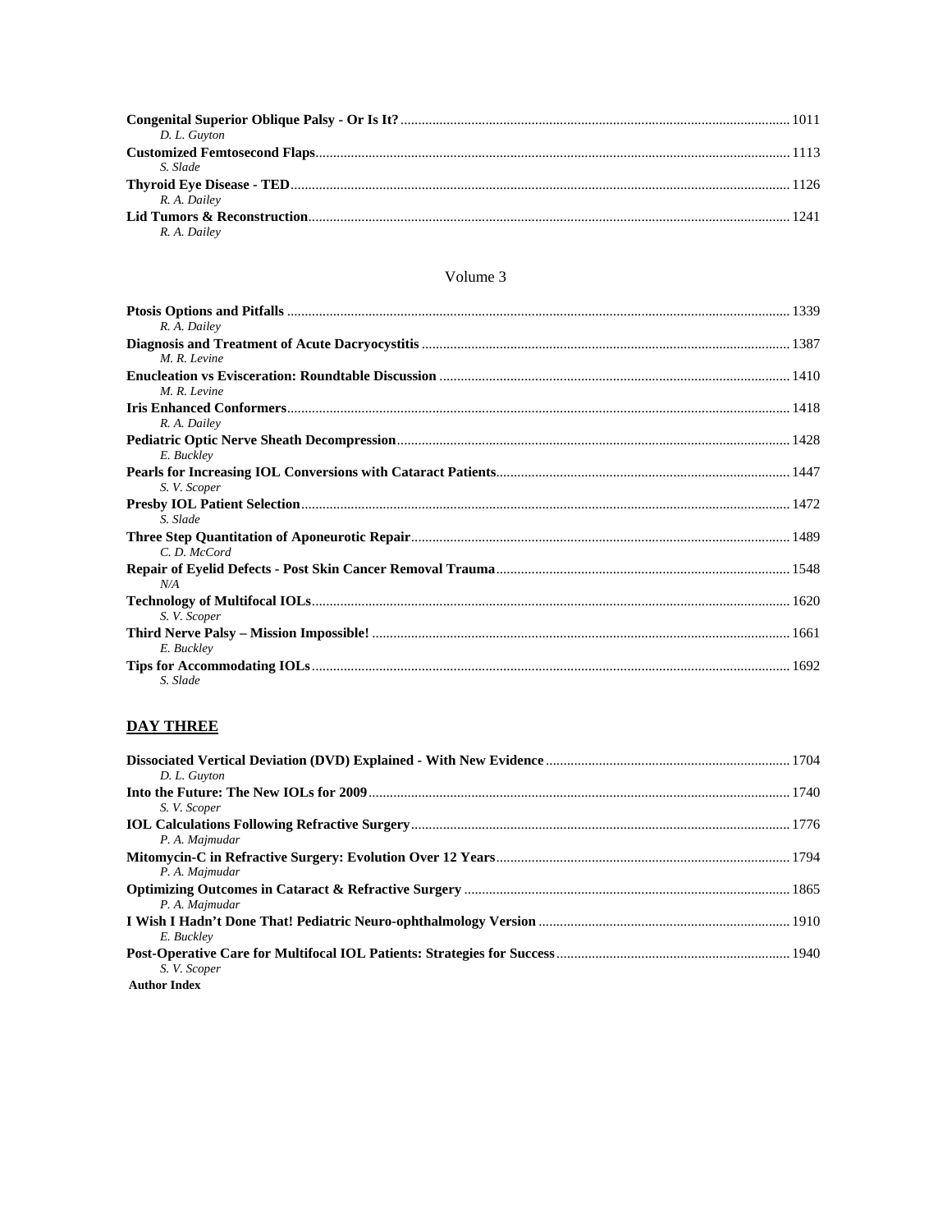**Congenital Superior Oblique Palsy - Or Is It?** ............ 1011
*D. L. Guyton*

**Customized Femtosecond Flaps** ............ 1113
*S. Slade*

**Thyroid Eye Disease - TED** ............ 1126
*R. A. Dailey*

**Lid Tumors & Reconstruction** ............ 1241
*R. A. Dailey*

## Volume 3

**Ptosis Options and Pitfalls** ............ 1339
*R. A. Dailey*

**Diagnosis and Treatment of Acute Dacryocystitis** ............ 1387
*M. R. Levine*

**Enucleation vs Evisceration: Roundtable Discussion** ............ 1410
*M. R. Levine*

**Iris Enhanced Conformers** ............ 1418
*R. A. Dailey*

**Pediatric Optic Nerve Sheath Decompression** ............ 1428
*E. Buckley*

**Pearls for Increasing IOL Conversions with Cataract Patients** ............ 1447
*S. V. Scoper*

**Presby IOL Patient Selection** ............ 1472
*S. Slade*

**Three Step Quantitation of Aponeurotic Repair** ............ 1489
*C. D. McCord*

**Repair of Eyelid Defects - Post Skin Cancer Removal Trauma** ............ 1548
*N/A*

**Technology of Multifocal IOLs** ............ 1620
*S. V. Scoper*

**Third Nerve Palsy – Mission Impossible!** ............ 1661
*E. Buckley*

**Tips for Accommodating IOLs** ............ 1692
*S. Slade*

## DAY THREE

**Dissociated Vertical Deviation (DVD) Explained - With New Evidence** ............ 1704
*D. L. Guyton*

**Into the Future: The New IOLs for 2009** ............ 1740
*S. V. Scoper*

**IOL Calculations Following Refractive Surgery** ............ 1776
*P. A. Majmudar*

**Mitomycin-C in Refractive Surgery: Evolution Over 12 Years** ............ 1794
*P. A. Majmudar*

**Optimizing Outcomes in Cataract & Refractive Surgery** ............ 1865
*P. A. Majmudar*

**I Wish I Hadn't Done That! Pediatric Neuro-ophthalmology Version** ............ 1910
*E. Buckley*

**Post-Operative Care for Multifocal IOL Patients: Strategies for Success** ............ 1940
*S. V. Scoper*

**Author Index**